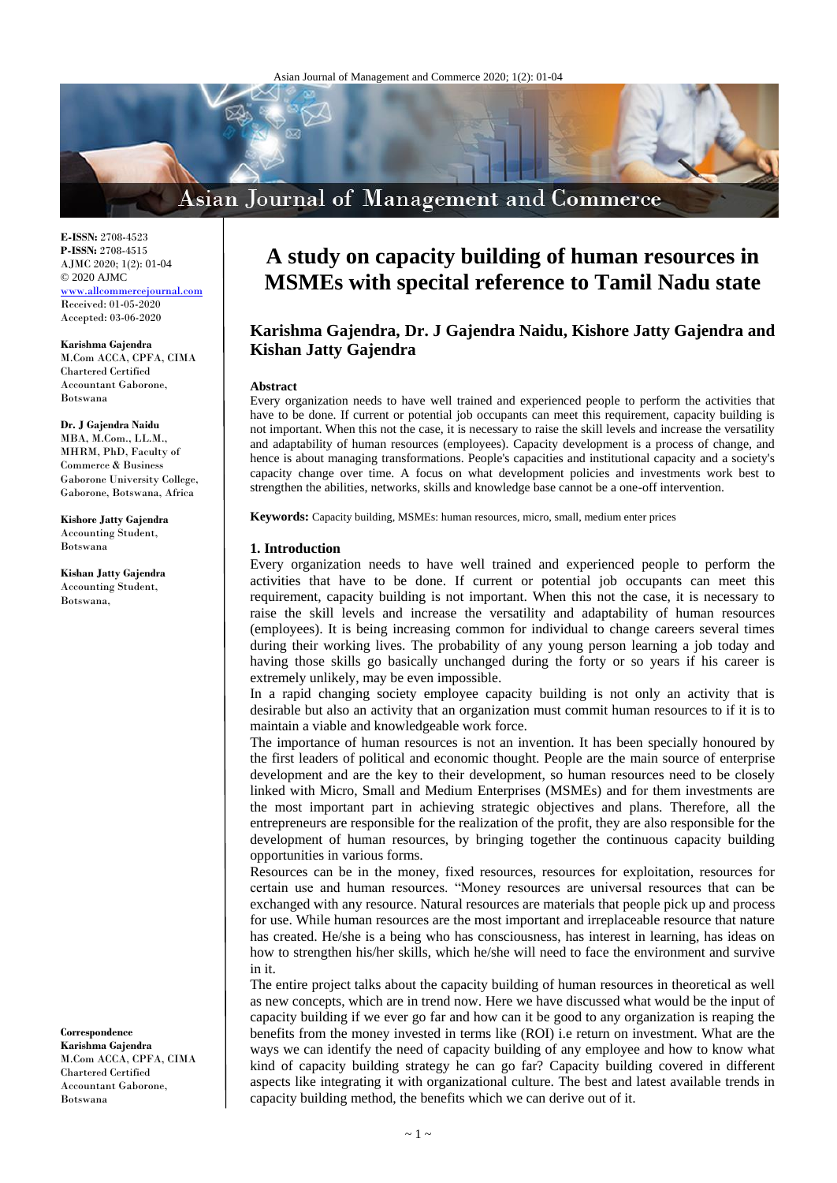E-ISSN: 2708-4523
P-ISSN: 2708-4515
AJMC 2020; 1(2): 01-04
© 2020 AJMC
www.allcommercejournal.com
Received: 01-05-2020
Accepted: 03-06-2020

**Karishma Gajendra**
M.Com ACCA, CPFA, CIMA Chartered Certified Accountant Gaborone, Botswana

**Dr. J Gajendra Naidu**
MBA, M.Com., LL.M., MHRM, PhD, Faculty of Commerce & Business Gaborone University College, Gaborone, Botswana, Africa

**Kishore Jatty Gajendra**
Accounting Student, Botswana

**Kishan Jatty Gajendra**
Accounting Student, Botswana,

**Correspondence**
**Karishma Gajendra**
M.Com ACCA, CPFA, CIMA Chartered Certified Accountant Gaborone, Botswana

# A study on capacity building of human resources in MSMEs with specital reference to Tamil Nadu state

**Karishma Gajendra, Dr. J Gajendra Naidu, Kishore Jatty Gajendra and Kishan Jatty Gajendra**

**Abstract**

Every organization needs to have well trained and experienced people to perform the activities that have to be done. If current or potential job occupants can meet this requirement, capacity building is not important. When this not the case, it is necessary to raise the skill levels and increase the versatility and adaptability of human resources (employees). Capacity development is a process of change, and hence is about managing transformations. People's capacities and institutional capacity and a society's capacity change over time. A focus on what development policies and investments work best to strengthen the abilities, networks, skills and knowledge base cannot be a one-off intervention.

**Keywords:** Capacity building, MSMEs: human resources, micro, small, medium enter prices

## 1. Introduction

Every organization needs to have well trained and experienced people to perform the activities that have to be done. If current or potential job occupants can meet this requirement, capacity building is not important. When this not the case, it is necessary to raise the skill levels and increase the versatility and adaptability of human resources (employees). It is being increasing common for individual to change careers several times during their working lives. The probability of any young person learning a job today and having those skills go basically unchanged during the forty or so years if his career is extremely unlikely, may be even impossible.

In a rapid changing society employee capacity building is not only an activity that is desirable but also an activity that an organization must commit human resources to if it is to maintain a viable and knowledgeable work force.

The importance of human resources is not an invention. It has been specially honoured by the first leaders of political and economic thought. People are the main source of enterprise development and are the key to their development, so human resources need to be closely linked with Micro, Small and Medium Enterprises (MSMEs) and for them investments are the most important part in achieving strategic objectives and plans. Therefore, all the entrepreneurs are responsible for the realization of the profit, they are also responsible for the development of human resources, by bringing together the continuous capacity building opportunities in various forms.

Resources can be in the money, fixed resources, resources for exploitation, resources for certain use and human resources. "Money resources are universal resources that can be exchanged with any resource. Natural resources are materials that people pick up and process for use. While human resources are the most important and irreplaceable resource that nature has created. He/she is a being who has consciousness, has interest in learning, has ideas on how to strengthen his/her skills, which he/she will need to face the environment and survive in it.

The entire project talks about the capacity building of human resources in theoretical as well as new concepts, which are in trend now. Here we have discussed what would be the input of capacity building if we ever go far and how can it be good to any organization is reaping the benefits from the money invested in terms like (ROI) i.e return on investment. What are the ways we can identify the need of capacity building of any employee and how to know what kind of capacity building strategy he can go far? Capacity building covered in different aspects like integrating it with organizational culture. The best and latest available trends in capacity building method, the benefits which we can derive out of it.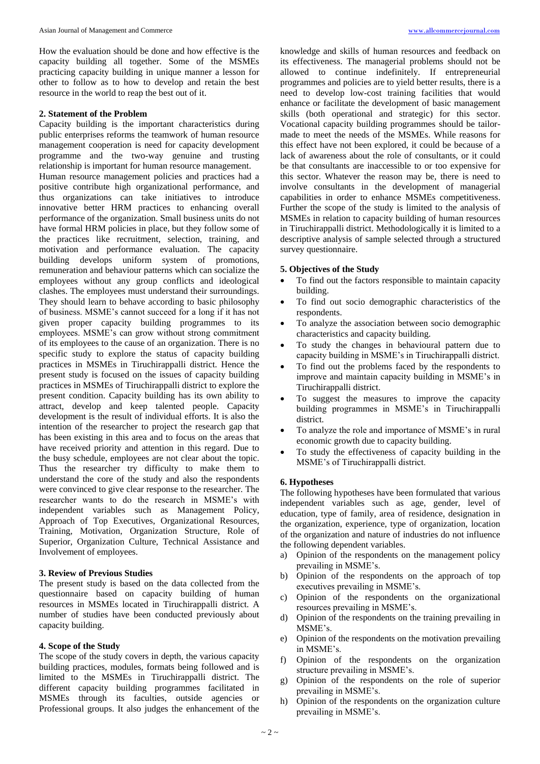How the evaluation should be done and how effective is the capacity building all together. Some of the MSMEs practicing capacity building in unique manner a lesson for other to follow as to how to develop and retain the best resource in the world to reap the best out of it.

## 2. Statement of the Problem

Capacity building is the important characteristics during public enterprises reforms the teamwork of human resource management cooperation is need for capacity development programme and the two-way genuine and trusting relationship is important for human resource management.

Human resource management policies and practices had a positive contribute high organizational performance, and thus organizations can take initiatives to introduce innovative better HRM practices to enhancing overall performance of the organization. Small business units do not have formal HRM policies in place, but they follow some of the practices like recruitment, selection, training, and motivation and performance evaluation. The capacity building develops uniform system of promotions, remuneration and behaviour patterns which can socialize the employees without any group conflicts and ideological clashes. The employees must understand their surroundings. They should learn to behave according to basic philosophy of business. MSME's cannot succeed for a long if it has not given proper capacity building programmes to its employees. MSME's can grow without strong commitment of its employees to the cause of an organization. There is no specific study to explore the status of capacity building practices in MSMEs in Tiruchirappalli district. Hence the present study is focused on the issues of capacity building practices in MSMEs of Tiruchirappalli district to explore the present condition. Capacity building has its own ability to attract, develop and keep talented people. Capacity development is the result of individual efforts. It is also the intention of the researcher to project the research gap that has been existing in this area and to focus on the areas that have received priority and attention in this regard. Due to the busy schedule, employees are not clear about the topic. Thus the researcher try difficulty to make them to understand the core of the study and also the respondents were convinced to give clear response to the researcher. The researcher wants to do the research in MSME's with independent variables such as Management Policy, Approach of Top Executives, Organizational Resources, Training, Motivation, Organization Structure, Role of Superior, Organization Culture, Technical Assistance and Involvement of employees.

## 3. Review of Previous Studies

The present study is based on the data collected from the questionnaire based on capacity building of human resources in MSMEs located in Tiruchirappalli district. A number of studies have been conducted previously about capacity building.

## 4. Scope of the Study

The scope of the study covers in depth, the various capacity building practices, modules, formats being followed and is limited to the MSMEs in Tiruchirappalli district. The different capacity building programmes facilitated in MSMEs through its faculties, outside agencies or Professional groups. It also judges the enhancement of the knowledge and skills of human resources and feedback on its effectiveness. The managerial problems should not be allowed to continue indefinitely. If entrepreneurial programmes and policies are to yield better results, there is a need to develop low-cost training facilities that would enhance or facilitate the development of basic management skills (both operational and strategic) for this sector. Vocational capacity building programmes should be tailor-made to meet the needs of the MSMEs. While reasons for this effect have not been explored, it could be because of a lack of awareness about the role of consultants, or it could be that consultants are inaccessible to or too expensive for this sector. Whatever the reason may be, there is need to involve consultants in the development of managerial capabilities in order to enhance MSMEs competitiveness. Further the scope of the study is limited to the analysis of MSMEs in relation to capacity building of human resources in Tiruchirappalli district. Methodologically it is limited to a descriptive analysis of sample selected through a structured survey questionnaire.

## 5. Objectives of the Study

- To find out the factors responsible to maintain capacity building.
- To find out socio demographic characteristics of the respondents.
- To analyze the association between socio demographic characteristics and capacity building.
- To study the changes in behavioural pattern due to capacity building in MSME's in Tiruchirappalli district.
- To find out the problems faced by the respondents to improve and maintain capacity building in MSME's in Tiruchirappalli district.
- To suggest the measures to improve the capacity building programmes in MSME's in Tiruchirappalli district.
- To analyze the role and importance of MSME's in rural economic growth due to capacity building.
- To study the effectiveness of capacity building in the MSME's of Tiruchirappalli district.

## 6. Hypotheses

The following hypotheses have been formulated that various independent variables such as age, gender, level of education, type of family, area of residence, designation in the organization, experience, type of organization, location of the organization and nature of industries do not influence the following dependent variables.

a) Opinion of the respondents on the management policy prevailing in MSME's.
b) Opinion of the respondents on the approach of top executives prevailing in MSME's.
c) Opinion of the respondents on the organizational resources prevailing in MSME's.
d) Opinion of the respondents on the training prevailing in MSME's.
e) Opinion of the respondents on the motivation prevailing in MSME's.
f) Opinion of the respondents on the organization structure prevailing in MSME's.
g) Opinion of the respondents on the role of superior prevailing in MSME's.
h) Opinion of the respondents on the organization culture prevailing in MSME's.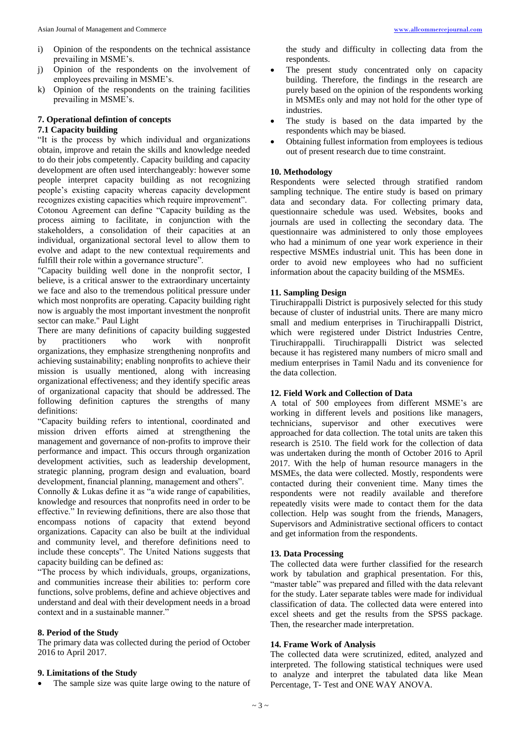i) Opinion of the respondents on the technical assistance prevailing in MSME's.
j) Opinion of the respondents on the involvement of employees prevailing in MSME's.
k) Opinion of the respondents on the training facilities prevailing in MSME's.

### 7. Operational defintion of concepts

#### 7.1 Capacity building

"It is the process by which individual and organizations obtain, improve and retain the skills and knowledge needed to do their jobs competently. Capacity building and capacity development are often used interchangeably: however some people interpret capacity building as not recognizing people's existing capacity whereas capacity development recognizes existing capacities which require improvement".

Cotonou Agreement can define "Capacity building as the process aiming to facilitate, in conjunction with the stakeholders, a consolidation of their capacities at an individual, organizational sectoral level to allow them to evolve and adapt to the new contextual requirements and fulfill their role within a governance structure".

"Capacity building well done in the nonprofit sector, I believe, is a critical answer to the extraordinary uncertainty we face and also to the tremendous political pressure under which most nonprofits are operating. Capacity building right now is arguably the most important investment the nonprofit sector can make." Paul Light

There are many definitions of capacity building suggested by practitioners who work with nonprofit organizations, they emphasize strengthening nonprofits and achieving sustainability; enabling nonprofits to achieve their mission is usually mentioned, along with increasing organizational effectiveness; and they identify specific areas of organizational capacity that should be addressed. The following definition captures the strengths of many definitions:

"Capacity building refers to intentional, coordinated and mission driven efforts aimed at strengthening the management and governance of non-profits to improve their performance and impact. This occurs through organization development activities, such as leadership development, strategic planning, program design and evaluation, board development, financial planning, management and others".

Connolly & Lukas define it as "a wide range of capabilities, knowledge and resources that nonprofits need in order to be effective." In reviewing definitions, there are also those that encompass notions of capacity that extend beyond organizations. Capacity can also be built at the individual and community level, and therefore definitions need to include these concepts". The United Nations suggests that capacity building can be defined as:

"The process by which individuals, groups, organizations, and communities increase their abilities to: perform core functions, solve problems, define and achieve objectives and understand and deal with their development needs in a broad context and in a sustainable manner."

### 8. Period of the Study

The primary data was collected during the period of October 2016 to April 2017.

### 9. Limitations of the Study

- The sample size was quite large owing to the nature of the study and difficulty in collecting data from the respondents.
- The present study concentrated only on capacity building. Therefore, the findings in the research are purely based on the opinion of the respondents working in MSMEs only and may not hold for the other type of industries.
- The study is based on the data imparted by the respondents which may be biased.
- Obtaining fullest information from employees is tedious out of present research due to time constraint.

### 10. Methodology

Respondents were selected through stratified random sampling technique. The entire study is based on primary data and secondary data. For collecting primary data, questionnaire schedule was used. Websites, books and journals are used in collecting the secondary data. The questionnaire was administered to only those employees who had a minimum of one year work experience in their respective MSMEs industrial unit. This has been done in order to avoid new employees who had no sufficient information about the capacity building of the MSMEs.

### 11. Sampling Design

Tiruchirappalli District is purposively selected for this study because of cluster of industrial units. There are many micro small and medium enterprises in Tiruchirappalli District, which were registered under District Industries Centre, Tiruchirappalli. Tiruchirappalli District was selected because it has registered many numbers of micro small and medium enterprises in Tamil Nadu and its convenience for the data collection.

### 12. Field Work and Collection of Data

A total of 500 employees from different MSME's are working in different levels and positions like managers, technicians, supervisor and other executives were approached for data collection. The total units are taken this research is 2510. The field work for the collection of data was undertaken during the month of October 2016 to April 2017. With the help of human resource managers in the MSMEs, the data were collected. Mostly, respondents were contacted during their convenient time. Many times the respondents were not readily available and therefore repeatedly visits were made to contact them for the data collection. Help was sought from the friends, Managers, Supervisors and Administrative sectional officers to contact and get information from the respondents.

### 13. Data Processing

The collected data were further classified for the research work by tabulation and graphical presentation. For this, "master table" was prepared and filled with the data relevant for the study. Later separate tables were made for individual classification of data. The collected data were entered into excel sheets and get the results from the SPSS package. Then, the researcher made interpretation.

### 14. Frame Work of Analysis

The collected data were scrutinized, edited, analyzed and interpreted. The following statistical techniques were used to analyze and interpret the tabulated data like Mean Percentage, T- Test and ONE WAY ANOVA.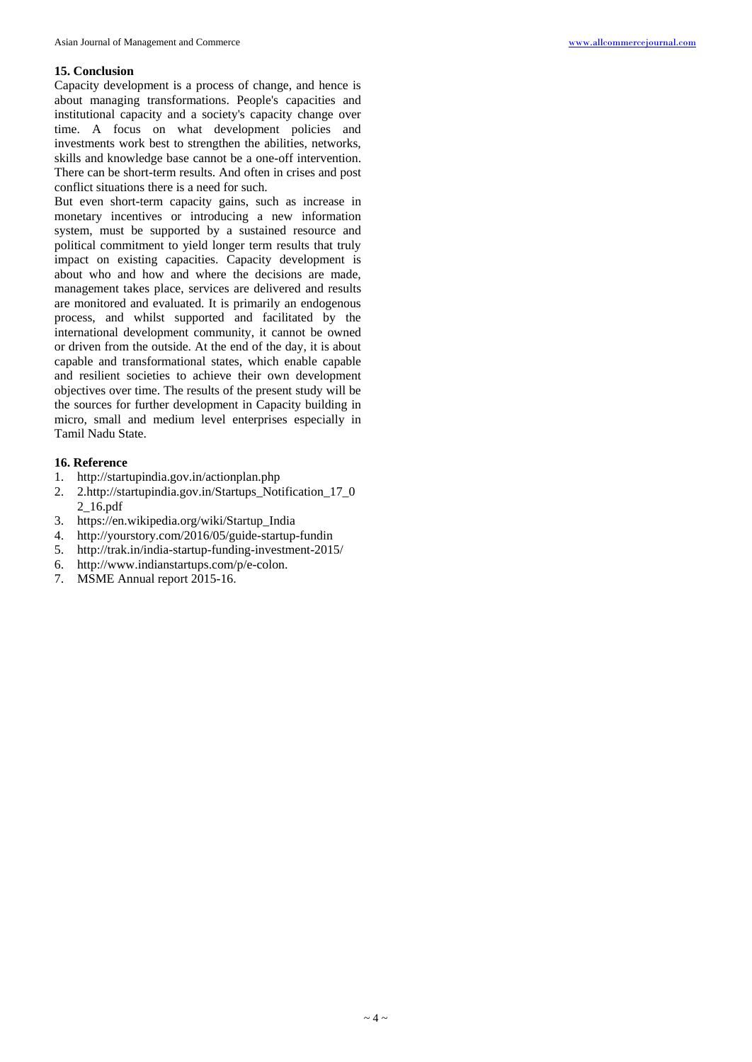## 15. Conclusion

Capacity development is a process of change, and hence is about managing transformations. People's capacities and institutional capacity and a society's capacity change over time. A focus on what development policies and investments work best to strengthen the abilities, networks, skills and knowledge base cannot be a one-off intervention. There can be short-term results. And often in crises and post conflict situations there is a need for such.

But even short-term capacity gains, such as increase in monetary incentives or introducing a new information system, must be supported by a sustained resource and political commitment to yield longer term results that truly impact on existing capacities. Capacity development is about who and how and where the decisions are made, management takes place, services are delivered and results are monitored and evaluated. It is primarily an endogenous process, and whilst supported and facilitated by the international development community, it cannot be owned or driven from the outside. At the end of the day, it is about capable and transformational states, which enable capable and resilient societies to achieve their own development objectives over time. The results of the present study will be the sources for further development in Capacity building in micro, small and medium level enterprises especially in Tamil Nadu State.

## 16. Reference

1. http://startupindia.gov.in/actionplan.php
2. 2.http://startupindia.gov.in/Startups_Notification_17_02_16.pdf
3. https://en.wikipedia.org/wiki/Startup_India
4. http://yourstory.com/2016/05/guide-startup-fundin
5. http://trak.in/india-startup-funding-investment-2015/
6. http://www.indianstartups.com/p/e-colon.
7. MSME Annual report 2015-16.